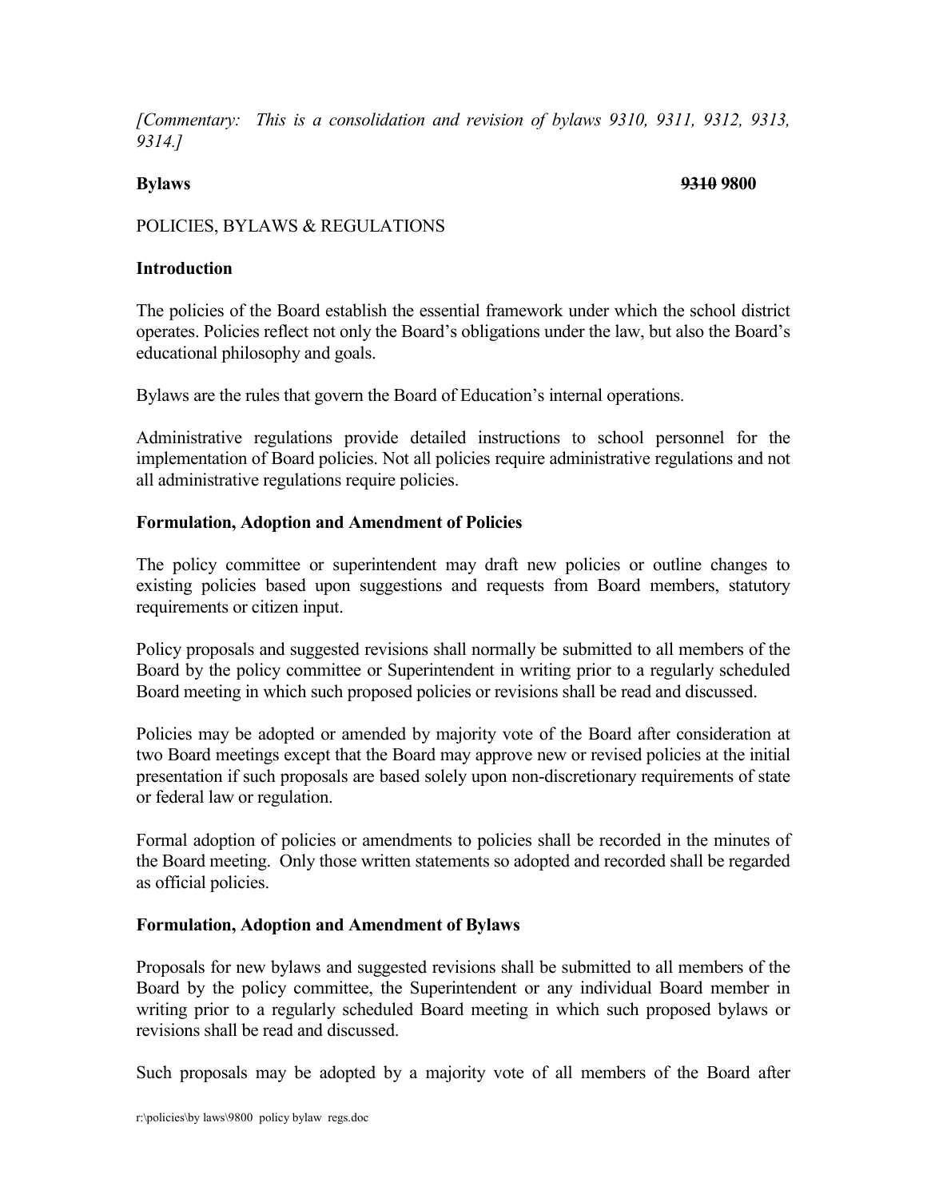*[Commentary: This is a consolidation and revision of bylaws 9310, 9311, 9312, 9313, 9314.]*

**Bylaws** **~~9310~~ 9800**

POLICIES, BYLAWS & REGULATIONS

**Introduction**

The policies of the Board establish the essential framework under which the school district operates. Policies reflect not only the Board's obligations under the law, but also the Board's educational philosophy and goals.

Bylaws are the rules that govern the Board of Education's internal operations.

Administrative regulations provide detailed instructions to school personnel for the implementation of Board policies. Not all policies require administrative regulations and not all administrative regulations require policies.

**Formulation, Adoption and Amendment of Policies**

The policy committee or superintendent may draft new policies or outline changes to existing policies based upon suggestions and requests from Board members, statutory requirements or citizen input.

Policy proposals and suggested revisions shall normally be submitted to all members of the Board by the policy committee or Superintendent in writing prior to a regularly scheduled Board meeting in which such proposed policies or revisions shall be read and discussed.

Policies may be adopted or amended by majority vote of the Board after consideration at two Board meetings except that the Board may approve new or revised policies at the initial presentation if such proposals are based solely upon non-discretionary requirements of state or federal law or regulation.

Formal adoption of policies or amendments to policies shall be recorded in the minutes of the Board meeting. Only those written statements so adopted and recorded shall be regarded as official policies.

**Formulation, Adoption and Amendment of Bylaws**

Proposals for new bylaws and suggested revisions shall be submitted to all members of the Board by the policy committee, the Superintendent or any individual Board member in writing prior to a regularly scheduled Board meeting in which such proposed bylaws or revisions shall be read and discussed.

Such proposals may be adopted by a majority vote of all members of the Board after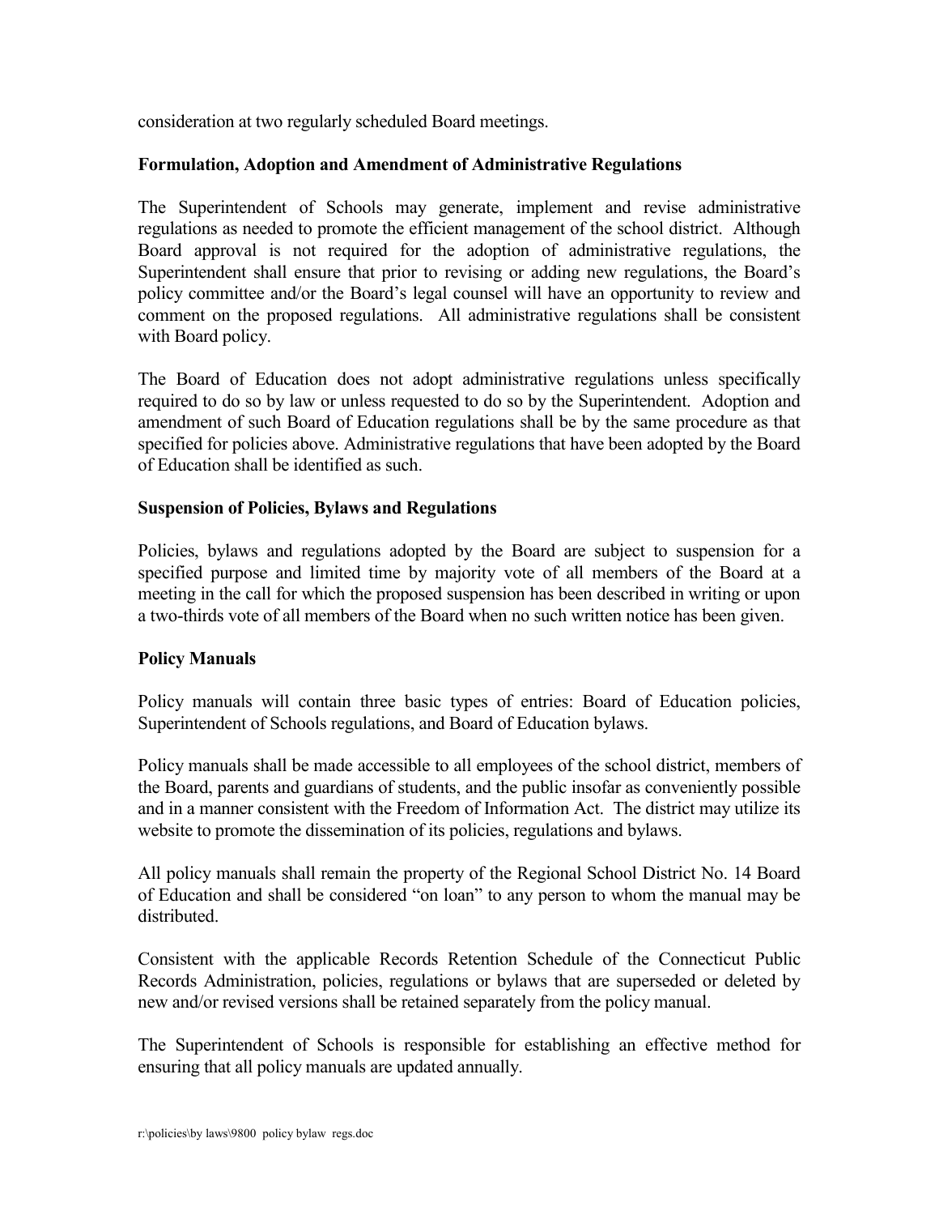consideration at two regularly scheduled Board meetings.

**Formulation, Adoption and Amendment of Administrative Regulations**

The Superintendent of Schools may generate, implement and revise administrative regulations as needed to promote the efficient management of the school district. Although Board approval is not required for the adoption of administrative regulations, the Superintendent shall ensure that prior to revising or adding new regulations, the Board's policy committee and/or the Board's legal counsel will have an opportunity to review and comment on the proposed regulations. All administrative regulations shall be consistent with Board policy.

The Board of Education does not adopt administrative regulations unless specifically required to do so by law or unless requested to do so by the Superintendent. Adoption and amendment of such Board of Education regulations shall be by the same procedure as that specified for policies above. Administrative regulations that have been adopted by the Board of Education shall be identified as such.

**Suspension of Policies, Bylaws and Regulations**

Policies, bylaws and regulations adopted by the Board are subject to suspension for a specified purpose and limited time by majority vote of all members of the Board at a meeting in the call for which the proposed suspension has been described in writing or upon a two-thirds vote of all members of the Board when no such written notice has been given.

**Policy Manuals**

Policy manuals will contain three basic types of entries: Board of Education policies, Superintendent of Schools regulations, and Board of Education bylaws.

Policy manuals shall be made accessible to all employees of the school district, members of the Board, parents and guardians of students, and the public insofar as conveniently possible and in a manner consistent with the Freedom of Information Act. The district may utilize its website to promote the dissemination of its policies, regulations and bylaws.

All policy manuals shall remain the property of the Regional School District No. 14 Board of Education and shall be considered "on loan" to any person to whom the manual may be distributed.

Consistent with the applicable Records Retention Schedule of the Connecticut Public Records Administration, policies, regulations or bylaws that are superseded or deleted by new and/or revised versions shall be retained separately from the policy manual.

The Superintendent of Schools is responsible for establishing an effective method for ensuring that all policy manuals are updated annually.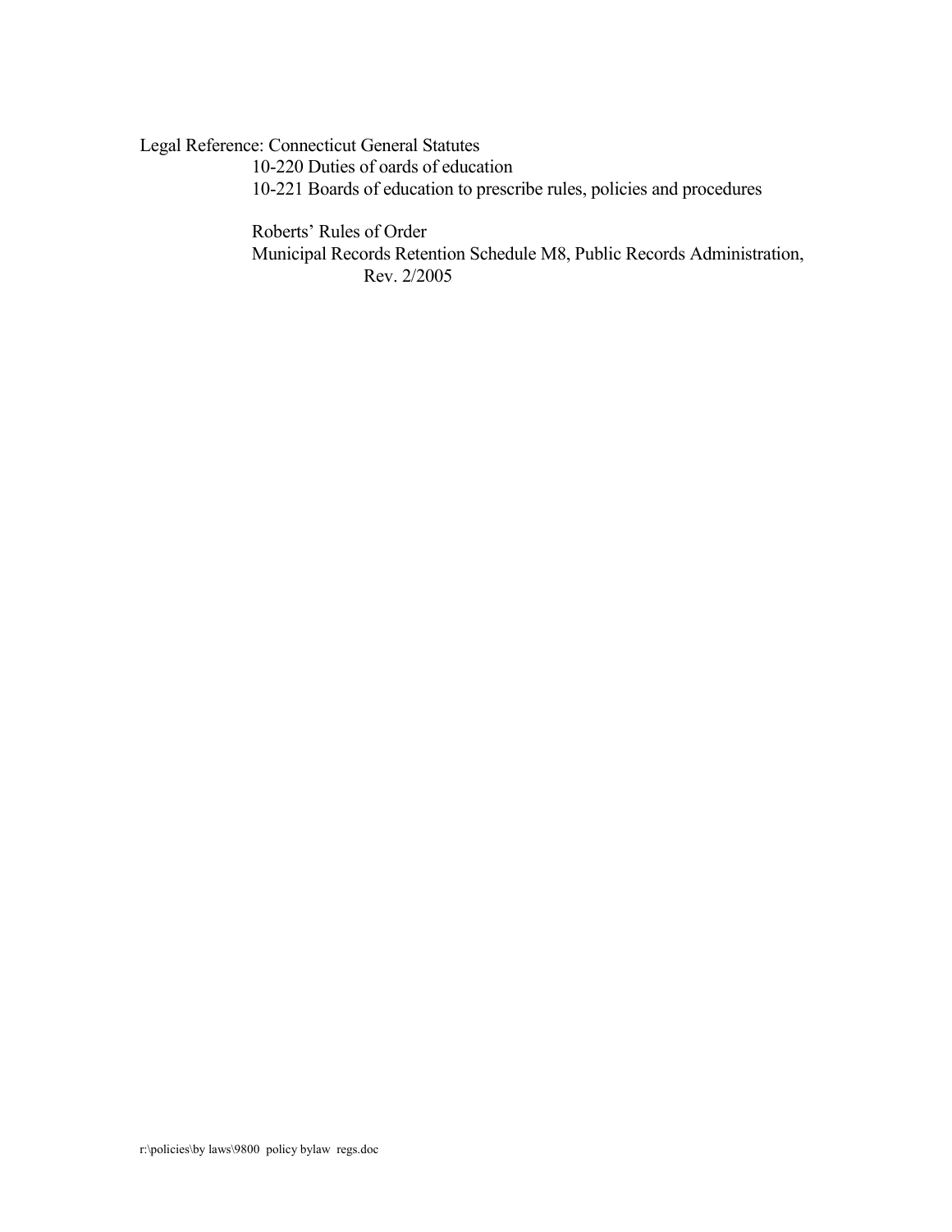Legal Reference: Connecticut General Statutes

10-220 Duties of oards of education

10-221 Boards of education to prescribe rules, policies and procedures

Roberts' Rules of Order

Municipal Records Retention Schedule M8, Public Records Administration, Rev. 2/2005

r:\policies\by laws\9800 policy bylaw regs.doc